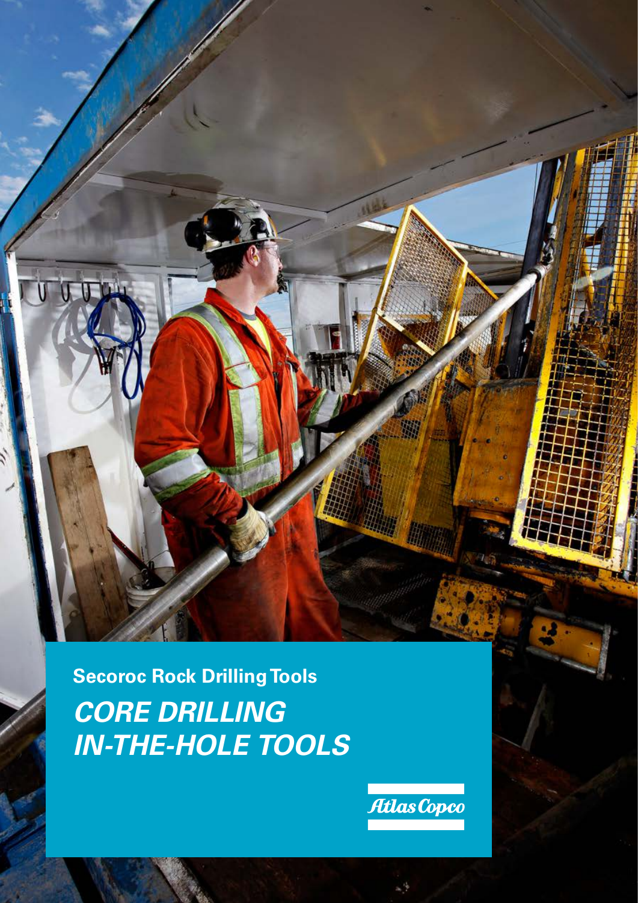**Secoroc Rock Drilling Tools**

# *CORE DRILLING IN-THE-HOLE TOOLS*

Atlas Copco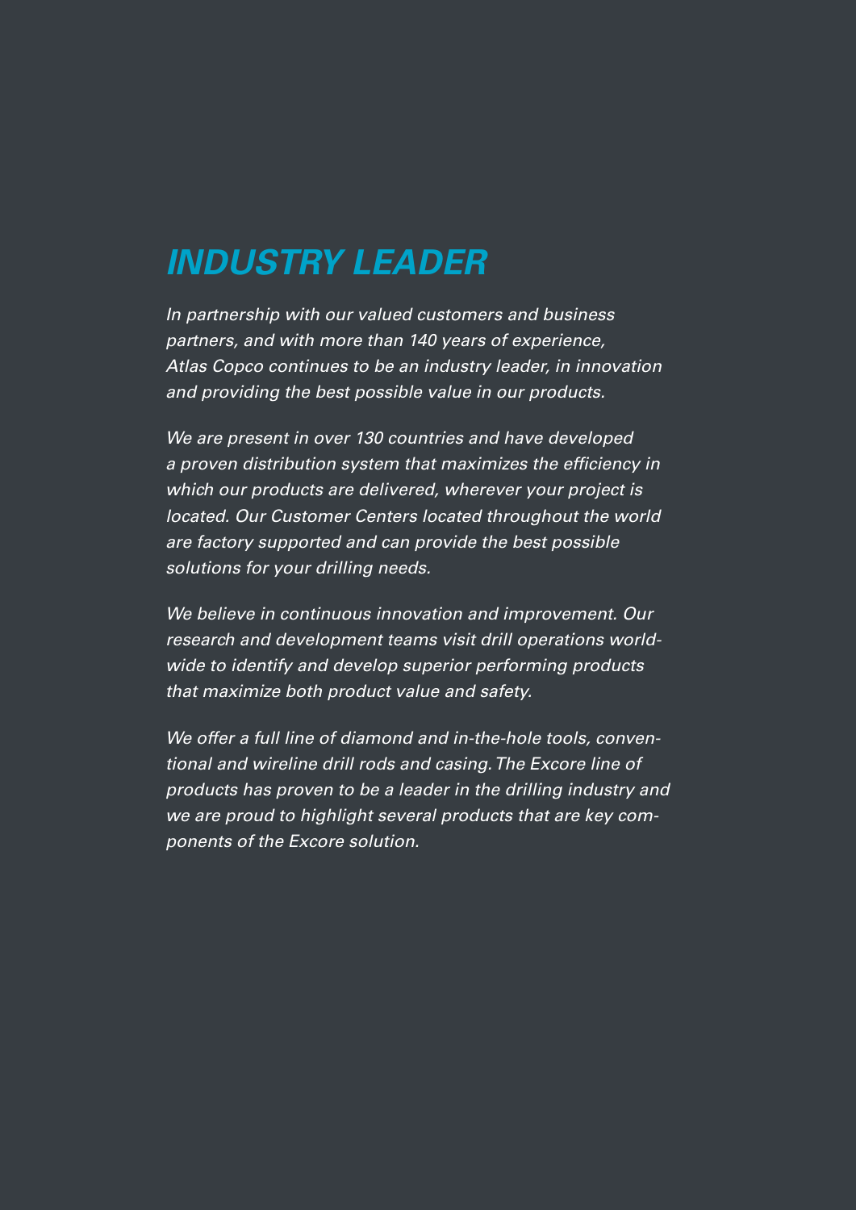# *INDUSTRY LEADER*

*In partnership with our valued customers and business partners, and with more than 140 years of experience, Atlas Copco continues to be an industry leader, in innovation and providing the best possible value in our products.*

*We are present in over 130 countries and have developed a proven distribution system that maximizes the efficiency in which our products are delivered, wherever your project is located. Our Customer Centers located throughout the world are factory supported and can provide the best possible solutions for your drilling needs.*

*We believe in continuous innovation and improvement. Our research and development teams visit drill operations worldwide to identify and develop superior performing products that maximize both product value and safety.*

*We offer a full line of diamond and in-the-hole tools, conventional and wireline drill rods and casing. The Excore line of products has proven to be a leader in the drilling industry and we are proud to highlight several products that are key components of the Excore solution.*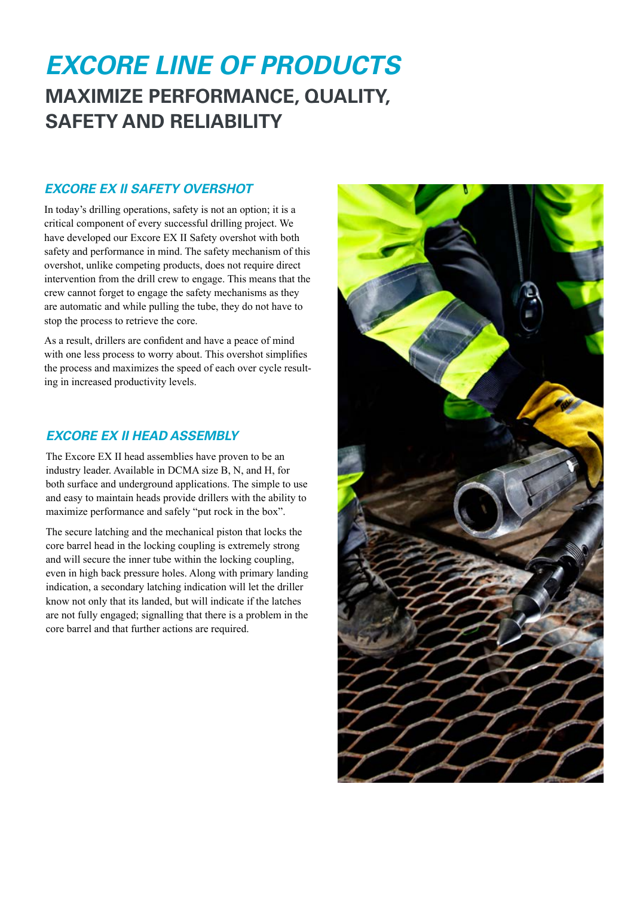# EXCORE LINE OF PRODUCTS

## MAXIMIZE PERFORMANCE, QUALITY, SAFETY AND RELIABILITY

### EXCORE EX II SAFETY OVERSHOT

In today's drilling operations, safety is not an option; it is a critical component of every successful drilling project. We have developed our Excore EX II Safety overshot with both safety and performance in mind. The safety mechanism of this overshot, unlike competing products, does not require direct intervention from the drill crew to engage. This means that the crew cannot forget to engage the safety mechanisms as they are automatic and while pulling the tube, they do not have to stop the process to retrieve the core.

As a result, drillers are confident and have a peace of mind with one less process to worry about. This overshot simplifies the process and maximizes the speed of each over cycle resulting in increased productivity levels.

### EXCORE EX II HEAD ASSEMBLY

The Excore EX II head assemblies have proven to be an industry leader. Available in DCMA size B, N, and H, for both surface and underground applications. The simple to use and easy to maintain heads provide drillers with the ability to maximize performance and safely "put rock in the box".

The secure latching and the mechanical piston that locks the core barrel head in the locking coupling is extremely strong and will secure the inner tube within the locking coupling, even in high back pressure holes. Along with primary landing indication, a secondary latching indication will let the driller know not only that its landed, but will indicate if the latches are not fully engaged; signalling that there is a problem in the core barrel and that further actions are required.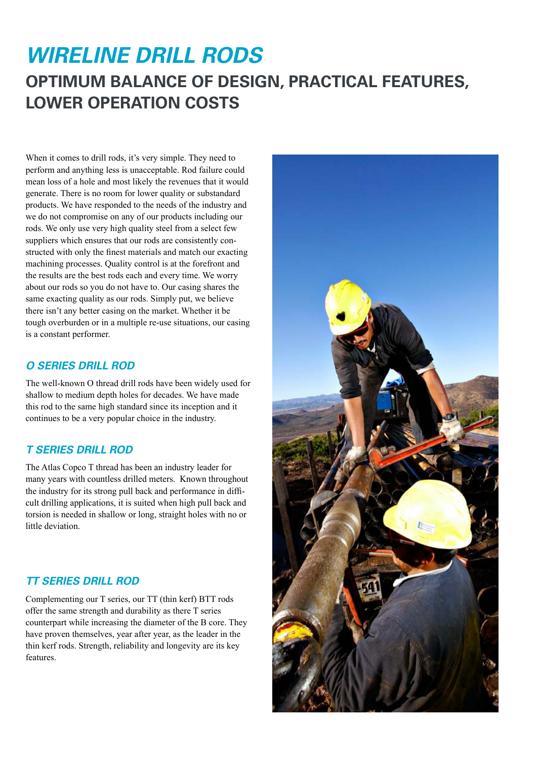# WIRELINE DRILL RODS

## OPTIMUM BALANCE OF DESIGN, PRACTICAL FEATURES, LOWER OPERATION COSTS

When it comes to drill rods, it's very simple. They need to perform and anything less is unacceptable. Rod failure could mean loss of a hole and most likely the revenues that it would generate. There is no room for lower quality or substandard products. We have responded to the needs of the industry and we do not compromise on any of our products including our rods. We only use very high quality steel from a select few suppliers which ensures that our rods are consistently constructed with only the finest materials and match our exacting machining processes. Quality control is at the forefront and the results are the best rods each and every time. We worry about our rods so you do not have to. Our casing shares the same exacting quality as our rods. Simply put, we believe there isn't any better casing on the market. Whether it be tough overburden or in a multiple re-use situations, our casing is a constant performer.

### *O SERIES DRILL ROD*

The well-known O thread drill rods have been widely used for shallow to medium depth holes for decades. We have made this rod to the same high standard since its inception and it continues to be a very popular choice in the industry.

### *T SERIES DRILL ROD*

The Atlas Copco T thread has been an industry leader for many years with countless drilled meters. Known throughout the industry for its strong pull back and performance in difficult drilling applications, it is suited when high pull back and torsion is needed in shallow or long, straight holes with no or little deviation.

### *TT SERIES DRILL ROD*

Complementing our T series, our TT (thin kerf) BTT rods offer the same strength and durability as there T series counterpart while increasing the diameter of the B core. They have proven themselves, year after year, as the leader in the thin kerf rods. Strength, reliability and longevity are its key features.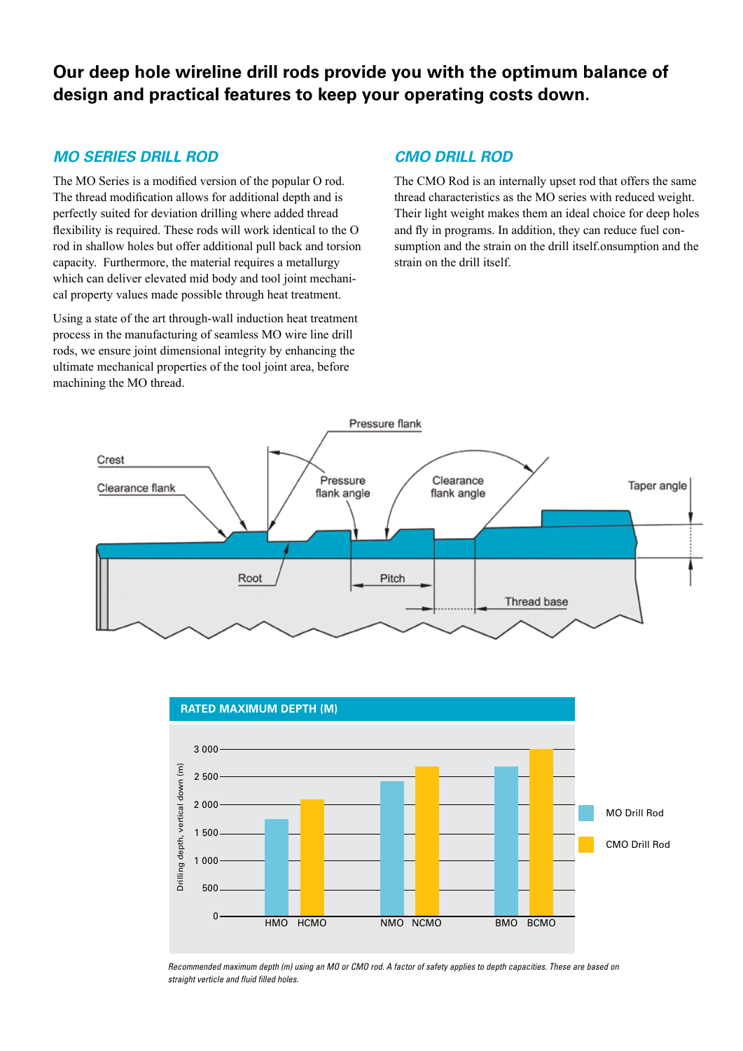**Our deep hole wireline drill rods provide you with the optimum balance of design and practical features to keep your operating costs down.**

## *MO SERIES DRILL ROD*

The MO Series is a modified version of the popular O rod. The thread modification allows for additional depth and is perfectly suited for deviation drilling where added thread flexibility is required. These rods will work identical to the O rod in shallow holes but offer additional pull back and torsion capacity. Furthermore, the material requires a metallurgy which can deliver elevated mid body and tool joint mechanical property values made possible through heat treatment.

Using a state of the art through-wall induction heat treatment process in the manufacturing of seamless MO wire line drill rods, we ensure joint dimensional integrity by enhancing the ultimate mechanical properties of the tool joint area, before machining the MO thread.

## *CMO DRILL ROD*

The CMO Rod is an internally upset rod that offers the same thread characteristics as the MO series with reduced weight. Their light weight makes them an ideal choice for deep holes and fly in programs. In addition, they can reduce fuel consumption and the strain on the drill itself.onsumption and the strain on the drill itself.

Crest
Clearance flank
Pressure flank
Pressure flank angle
Clearance flank angle
Taper angle
Root
Pitch
Thread base

**RATED MAXIMUM DEPTH (M)**

| Rod | MO Drill Rod | CMO Drill Rod |
|---|---|---|
| HMO / HCMO | 1 750 | 2 100 |
| NMO / NCMO | 2 400 | 2 700 |
| BMO / BCMO | 2 700 | 3 000 |

*Recommended maximum depth (m) using an MO or CMO rod. A factor of safety applies to depth capacities. These are based on straight verticle and fluid filled holes.*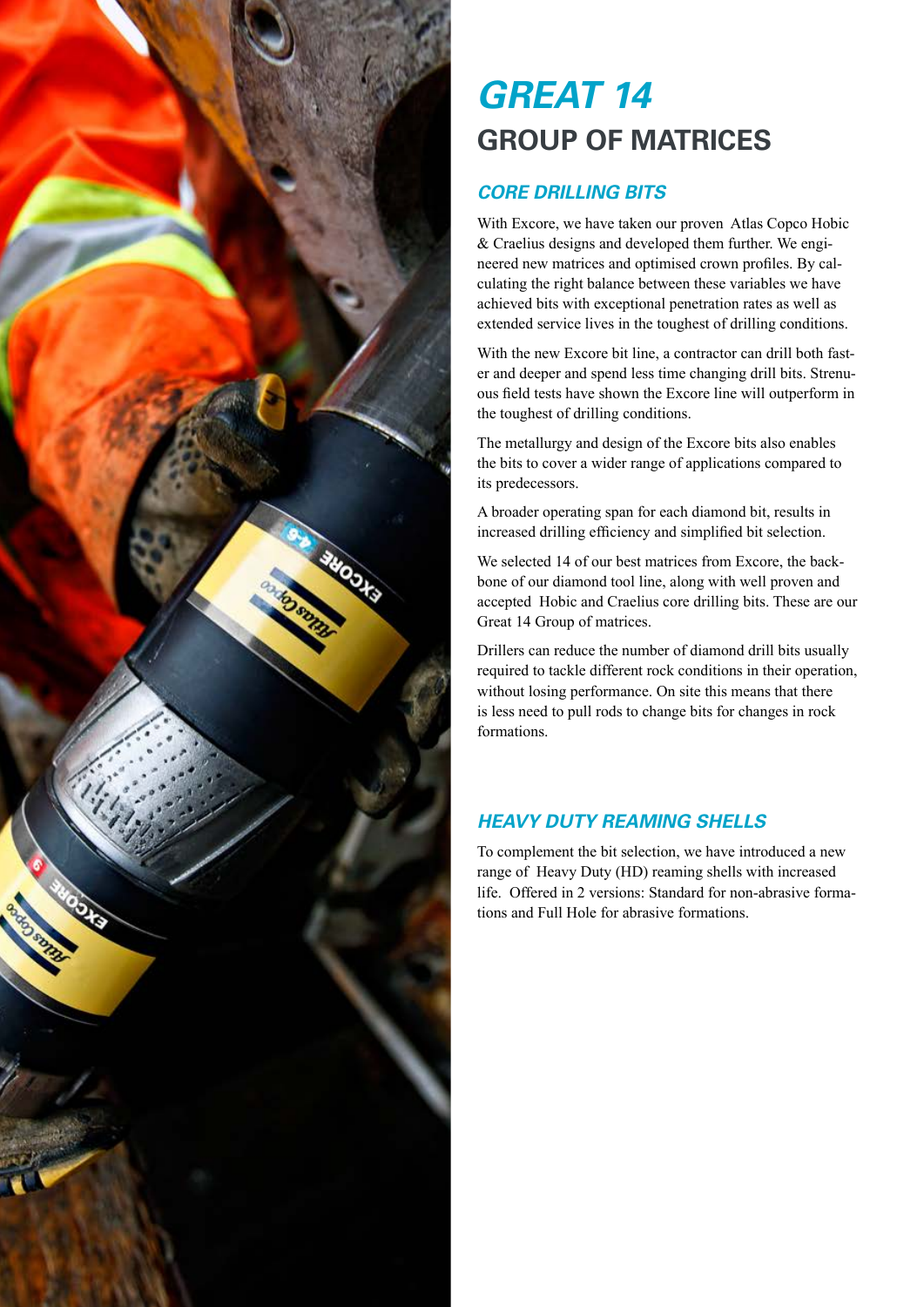# GREAT 14
## GROUP OF MATRICES

### CORE DRILLING BITS

With Excore, we have taken our proven Atlas Copco Hobic & Craelius designs and developed them further. We engineered new matrices and optimised crown profiles. By calculating the right balance between these variables we have achieved bits with exceptional penetration rates as well as extended service lives in the toughest of drilling conditions.

With the new Excore bit line, a contractor can drill both faster and deeper and spend less time changing drill bits. Strenuous field tests have shown the Excore line will outperform in the toughest of drilling conditions.

The metallurgy and design of the Excore bits also enables the bits to cover a wider range of applications compared to its predecessors.

A broader operating span for each diamond bit, results in increased drilling efficiency and simplified bit selection.

We selected 14 of our best matrices from Excore, the backbone of our diamond tool line, along with well proven and accepted Hobic and Craelius core drilling bits. These are our Great 14 Group of matrices.

Drillers can reduce the number of diamond drill bits usually required to tackle different rock conditions in their operation, without losing performance. On site this means that there is less need to pull rods to change bits for changes in rock formations.

### HEAVY DUTY REAMING SHELLS

To complement the bit selection, we have introduced a new range of Heavy Duty (HD) reaming shells with increased life. Offered in 2 versions: Standard for non-abrasive formations and Full Hole for abrasive formations.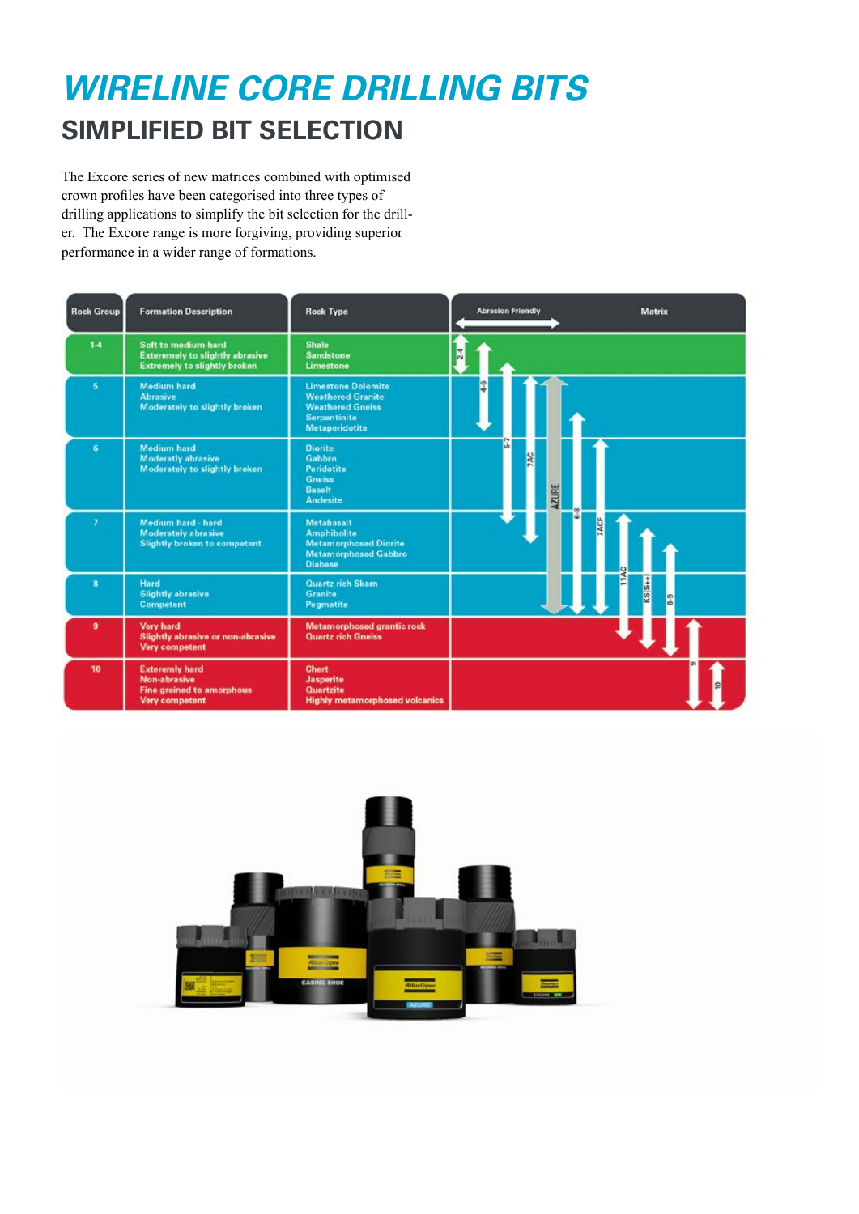# WIRELINE CORE DRILLING BITS

## SIMPLIFIED BIT SELECTION

The Excore series of new matrices combined with optimised crown profiles have been categorised into three types of drilling applications to simplify the bit selection for the driller. The Excore range is more forgiving, providing superior performance in a wider range of formations.

| Rock Group | Formation Description | Rock Type |
|---|---|---|
| 1-4 | Soft to medium hard<br>Exteremely to slightly abrasive<br>Extremely to slightly broken | Shale<br>Sandstone<br>Limestone |
| 5 | Medium hard<br>Abrasive<br>Moderately to slightly broken | Limestone Dolomite<br>Weathered Granite<br>Weathered Gneiss<br>Serpentinite<br>Metaperidotite |
| 6 | Medium hard<br>Moderatly abrasive<br>Moderately to slightly broken | Diorite<br>Gabbro<br>Peridotite<br>Gneiss<br>Basalt<br>Andesite |
| 7 | Medium hard - hard<br>Moderately abrasive<br>Slightly broken to competent | Metabasalt<br>Amphibolite<br>Metamorphosed Diorite<br>Metamorphosed Gabbro<br>Diabase |
| 8 | Hard<br>Slightly abrasive<br>Competent | Quartz rich Skarn<br>Granite<br>Pegmatite |
| 9 | Very hard<br>Slightly abrasive or non-abrasive<br>Very competent | Metamorphosed grantic rock<br>Quartz rich Gneiss |
| 10 | Exteremly hard<br>Non-abrasive<br>Fine grained to amorphous<br>Very competent | Chert<br>Jasperite<br>Quartzite<br>Highly metamorphosed volcanics |

Abrasion Friendly — Matrix: 2-4, 4-6, 5-7, 7AC, AZURE, 6-8, 7ACF, 11AC, KSIS++, 8-9, 9, 10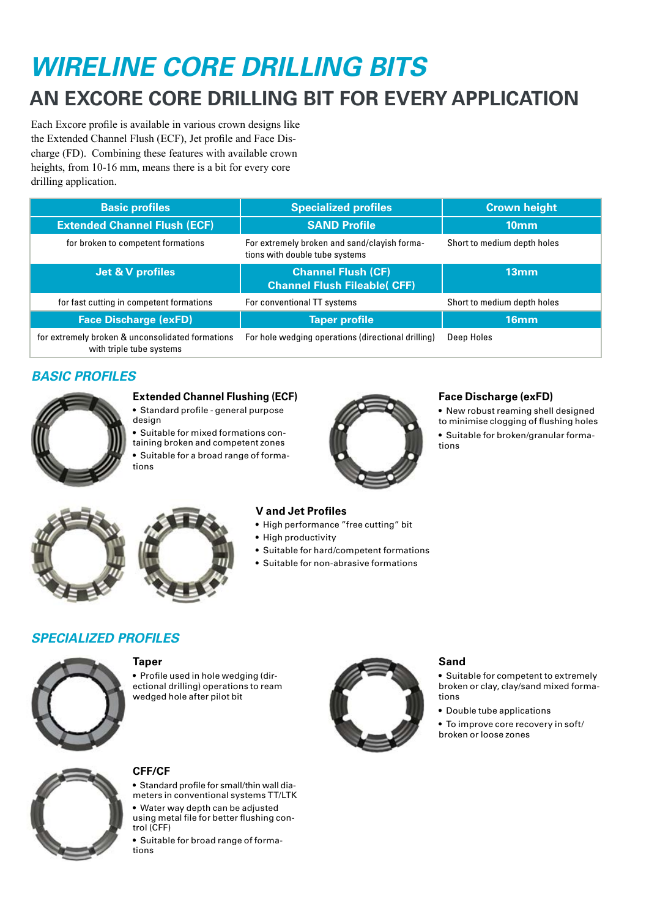// WIRELINE CORE DRILLING BITS

# WIRELINE CORE DRILLING BITS

## AN EXCORE CORE DRILLING BIT FOR EVERY APPLICATION

Each Excore profile is available in various crown designs like the Extended Channel Flush (ECF), Jet profile and Face Discharge (FD). Combining these features with available crown heights, from 10-16 mm, means there is a bit for every core drilling application.

| Basic profiles | Specialized profiles | Crown height |
|---|---|---|
| **Extended Channel Flush (ECF)** | **SAND Profile** | **10mm** |
| for broken to competent formations | For extremely broken and sand/clayish formations with double tube systems | Short to medium depth holes |
| **Jet & V profiles** | **Channel Flush (CF) Channel Flush Fileable( CFF)** | **13mm** |
| for fast cutting in competent formations | For conventional TT systems | Short to medium depth holes |
| **Face Discharge (exFD)** | **Taper profile** | **16mm** |
| for extremely broken & unconsolidated formations with triple tube systems | For hole wedging operations (directional drilling) | Deep Holes |

### *BASIC PROFILES*

**Extended Channel Flushing (ECF)**

- Standard profile - general purpose design
- Suitable for mixed formations containing broken and competent zones
- Suitable for a broad range of formations

**Face Discharge (exFD)**

- New robust reaming shell designed to minimise clogging of flushing holes
- Suitable for broken/granular formations

**V and Jet Profiles**

- High performance "free cutting" bit
- High productivity
- Suitable for hard/competent formations
- Suitable for non-abrasive formations

### *SPECIALIZED PROFILES*

**Taper**

- Profile used in hole wedging (directional drilling) operations to ream wedged hole after pilot bit

**Sand**

- Suitable for competent to extremely broken or clay, clay/sand mixed formations
- Double tube applications
- To improve core recovery in soft/broken or loose zones

**CFF/CF**

- Standard profile for small/thin wall diameters in conventional systems TT/LTK
- Water way depth can be adjusted using metal file for better flushing control (CFF)
- Suitable for broad range of formations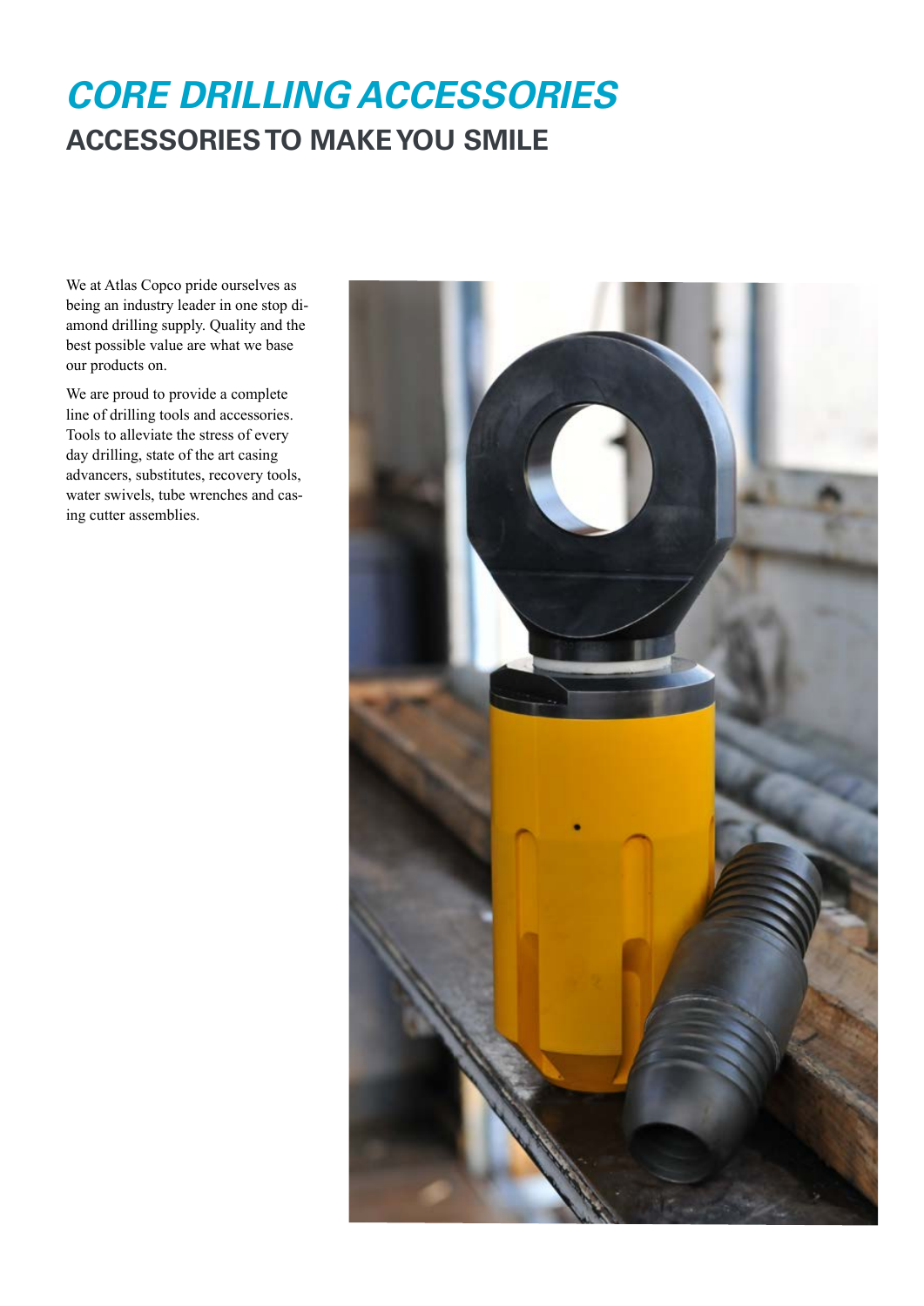# *CORE DRILLING ACCESSORIES*

## ACCESSORIES TO MAKE YOU SMILE

We at Atlas Copco pride ourselves as being an industry leader in one stop diamond drilling supply. Quality and the best possible value are what we base our products on.

We are proud to provide a complete line of drilling tools and accessories. Tools to alleviate the stress of every day drilling, state of the art casing advancers, substitutes, recovery tools, water swivels, tube wrenches and casing cutter assemblies.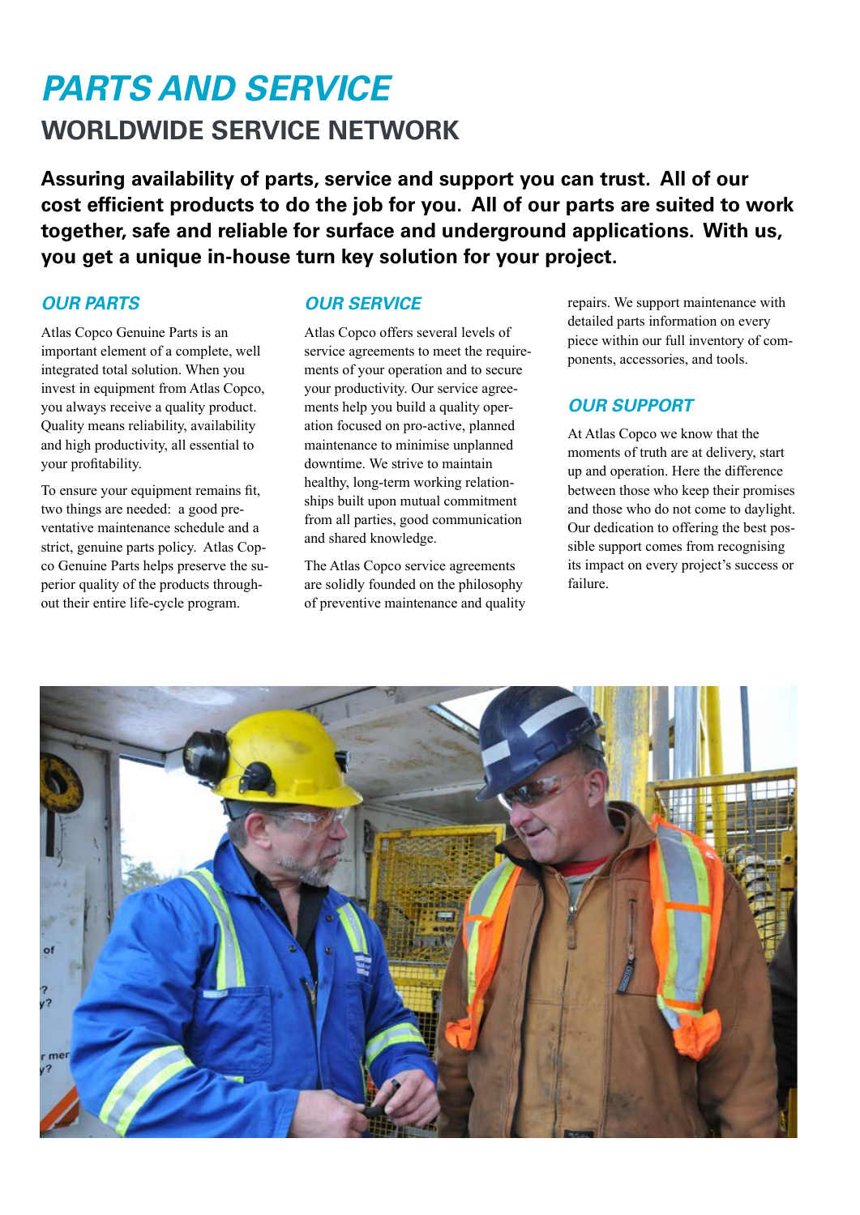# PARTS AND SERVICE

## WORLDWIDE SERVICE NETWORK

**Assuring availability of parts, service and support you can trust. All of our cost efficient products to do the job for you. All of our parts are suited to work together, safe and reliable for surface and underground applications. With us, you get a unique in-house turn key solution for your project.**

### OUR PARTS

Atlas Copco Genuine Parts is an important element of a complete, well integrated total solution. When you invest in equipment from Atlas Copco, you always receive a quality product. Quality means reliability, availability and high productivity, all essential to your profitability.

To ensure your equipment remains fit, two things are needed: a good preventative maintenance schedule and a strict, genuine parts policy. Atlas Copco Genuine Parts helps preserve the superior quality of the products throughout their entire life-cycle program.

### OUR SERVICE

Atlas Copco offers several levels of service agreements to meet the requirements of your operation and to secure your productivity. Our service agreements help you build a quality operation focused on pro-active, planned maintenance to minimise unplanned downtime. We strive to maintain healthy, long-term working relationships built upon mutual commitment from all parties, good communication and shared knowledge.

The Atlas Copco service agreements are solidly founded on the philosophy of preventive maintenance and quality repairs. We support maintenance with detailed parts information on every piece within our full inventory of components, accessories, and tools.

### OUR SUPPORT

At Atlas Copco we know that the moments of truth are at delivery, start up and operation. Here the difference between those who keep their promises and those who do not come to daylight. Our dedication to offering the best possible support comes from recognising its impact on every project's success or failure.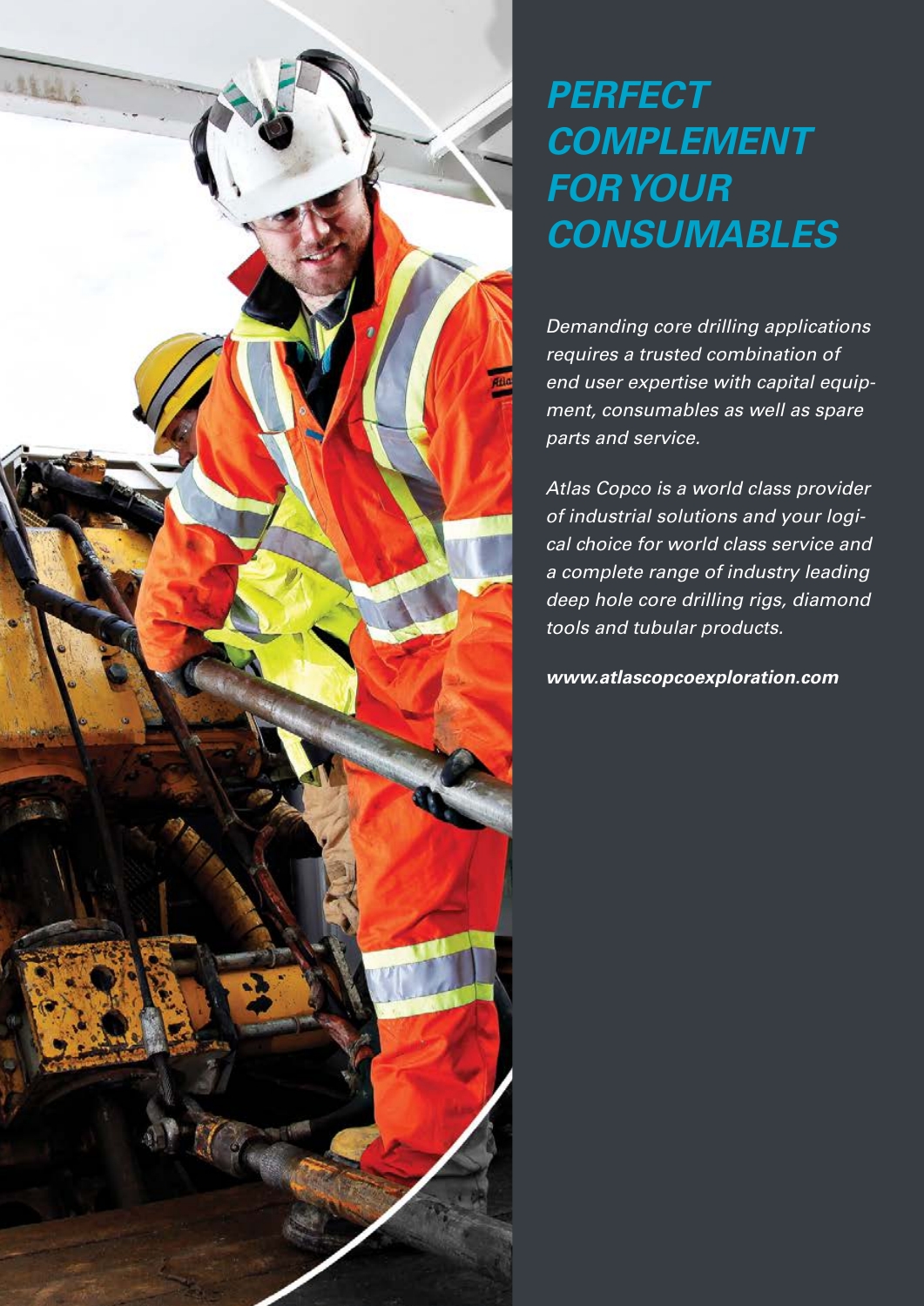# *PERFECT COMPLEMENT FOR YOUR CONSUMABLES*

*Demanding core drilling applications requires a trusted combination of end user expertise with capital equipment, consumables as well as spare parts and service.*

*Atlas Copco is a world class provider of industrial solutions and your logical choice for world class service and a complete range of industry leading deep hole core drilling rigs, diamond tools and tubular products.*

***www.atlascopcoexploration.com***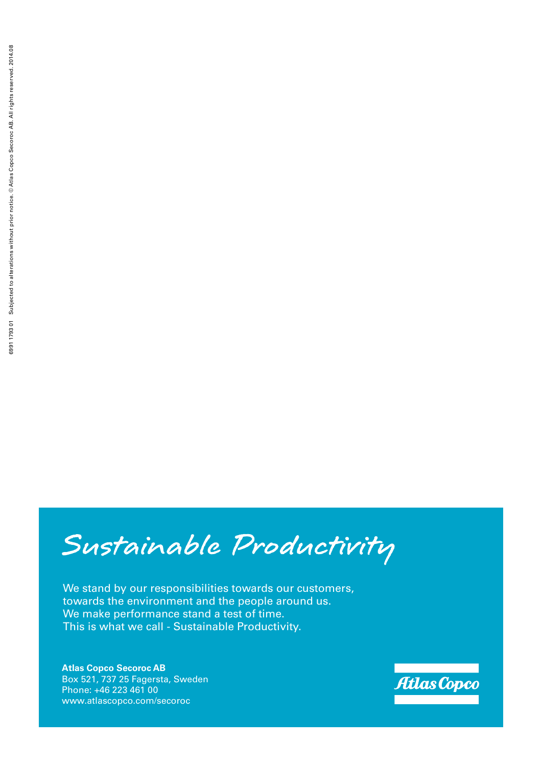6991 1793 01 Subjected to alterations without prior notice. © Atlas Copco Secoroc AB. All rights reserved. 2014.08

# Sustainable Productivity

We stand by our responsibilities towards our customers,
towards the environment and the people around us.
We make performance stand a test of time.
This is what we call - Sustainable Productivity.

**Atlas Copco Secoroc AB**
Box 521, 737 25 Fagersta, Sweden
Phone: +46 223 461 00
www.atlascopco.com/secoroc

Atlas Copco